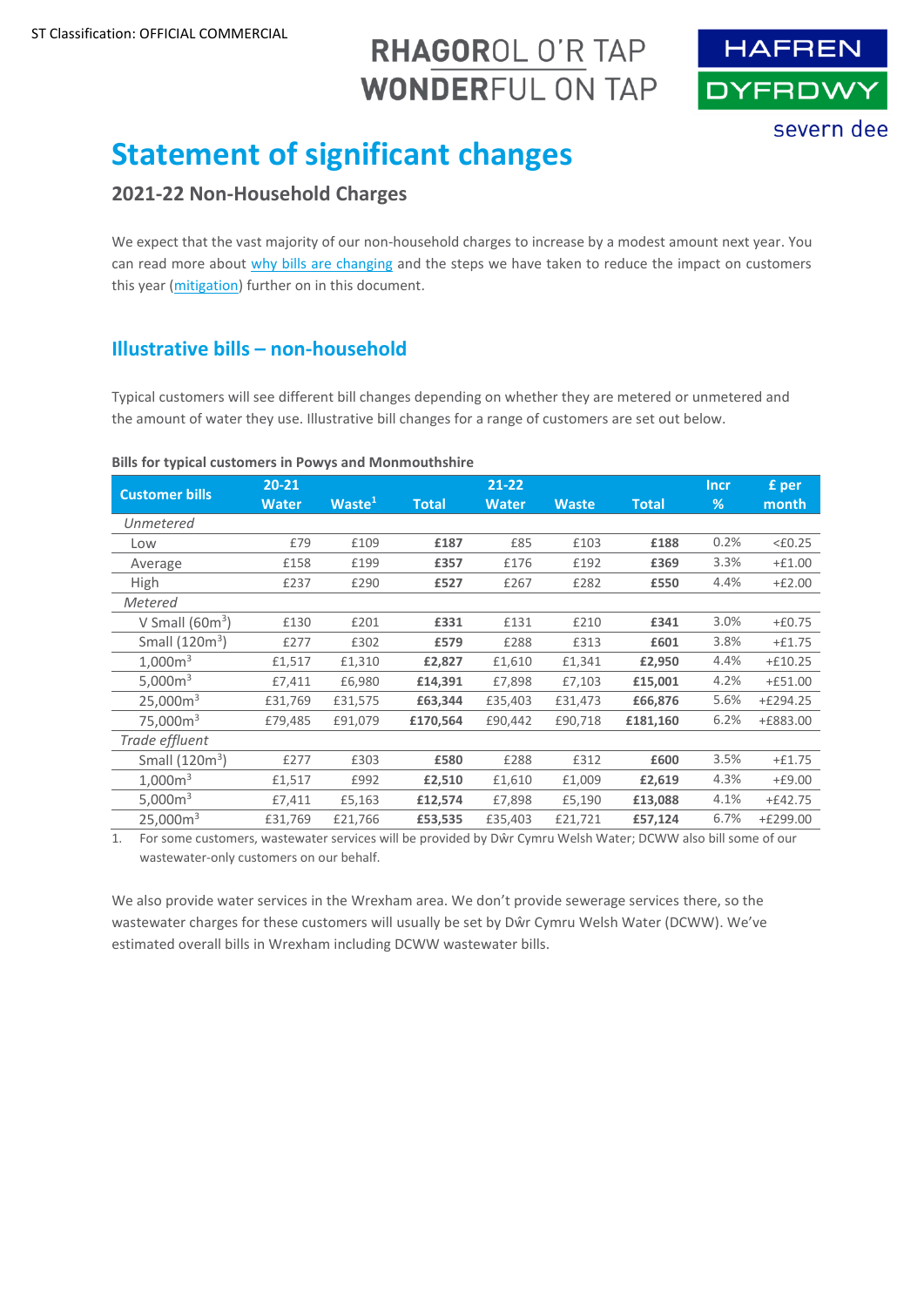ST Classification: OFFICIAL COMMERCIAL

RHAGOROL O'R TAP
WONDERFUL ON TAP

HAFREN DYFRDWY
severn dee

# Statement of significant changes

## 2021-22 Non-Household Charges

We expect that the vast majority of our non-household charges to increase by a modest amount next year. You can read more about why bills are changing and the steps we have taken to reduce the impact on customers this year (mitigation) further on in this document.

## Illustrative bills – non-household

Typical customers will see different bill changes depending on whether they are metered or unmetered and the amount of water they use. Illustrative bill changes for a range of customers are set out below.

**Bills for typical customers in Powys and Monmouthshire**

| Customer bills | 20-21 Water | Waste[1] | Total | 21-22 Water | Waste | Total | Incr % | £ per month |
|---|---|---|---|---|---|---|---|---|
| *Unmetered* | | | | | | | | |
| Low | £79 | £109 | **£187** | £85 | £103 | **£188** | 0.2% | <£0.25 |
| Average | £158 | £199 | **£357** | £176 | £192 | **£369** | 3.3% | +£1.00 |
| High | £237 | £290 | **£527** | £267 | £282 | **£550** | 4.4% | +£2.00 |
| *Metered* | | | | | | | | |
| V Small (60m³) | £130 | £201 | **£331** | £131 | £210 | **£341** | 3.0% | +£0.75 |
| Small (120m³) | £277 | £302 | **£579** | £288 | £313 | **£601** | 3.8% | +£1.75 |
| 1,000m³ | £1,517 | £1,310 | **£2,827** | £1,610 | £1,341 | **£2,950** | 4.4% | +£10.25 |
| 5,000m³ | £7,411 | £6,980 | **£14,391** | £7,898 | £7,103 | **£15,001** | 4.2% | +£51.00 |
| 25,000m³ | £31,769 | £31,575 | **£63,344** | £35,403 | £31,473 | **£66,876** | 5.6% | +£294.25 |
| 75,000m³ | £79,485 | £91,079 | **£170,564** | £90,442 | £90,718 | **£181,160** | 6.2% | +£883.00 |
| *Trade effluent* | | | | | | | | |
| Small (120m³) | £277 | £303 | **£580** | £288 | £312 | **£600** | 3.5% | +£1.75 |
| 1,000m³ | £1,517 | £992 | **£2,510** | £1,610 | £1,009 | **£2,619** | 4.3% | +£9.00 |
| 5,000m³ | £7,411 | £5,163 | **£12,574** | £7,898 | £5,190 | **£13,088** | 4.1% | +£42.75 |
| 25,000m³ | £31,769 | £21,766 | **£53,535** | £35,403 | £21,721 | **£57,124** | 6.7% | +£299.00 |

1. For some customers, wastewater services will be provided by Dŵr Cymru Welsh Water; DCWW also bill some of our wastewater-only customers on our behalf.

We also provide water services in the Wrexham area. We don't provide sewerage services there, so the wastewater charges for these customers will usually be set by Dŵr Cymru Welsh Water (DCWW). We've estimated overall bills in Wrexham including DCWW wastewater bills.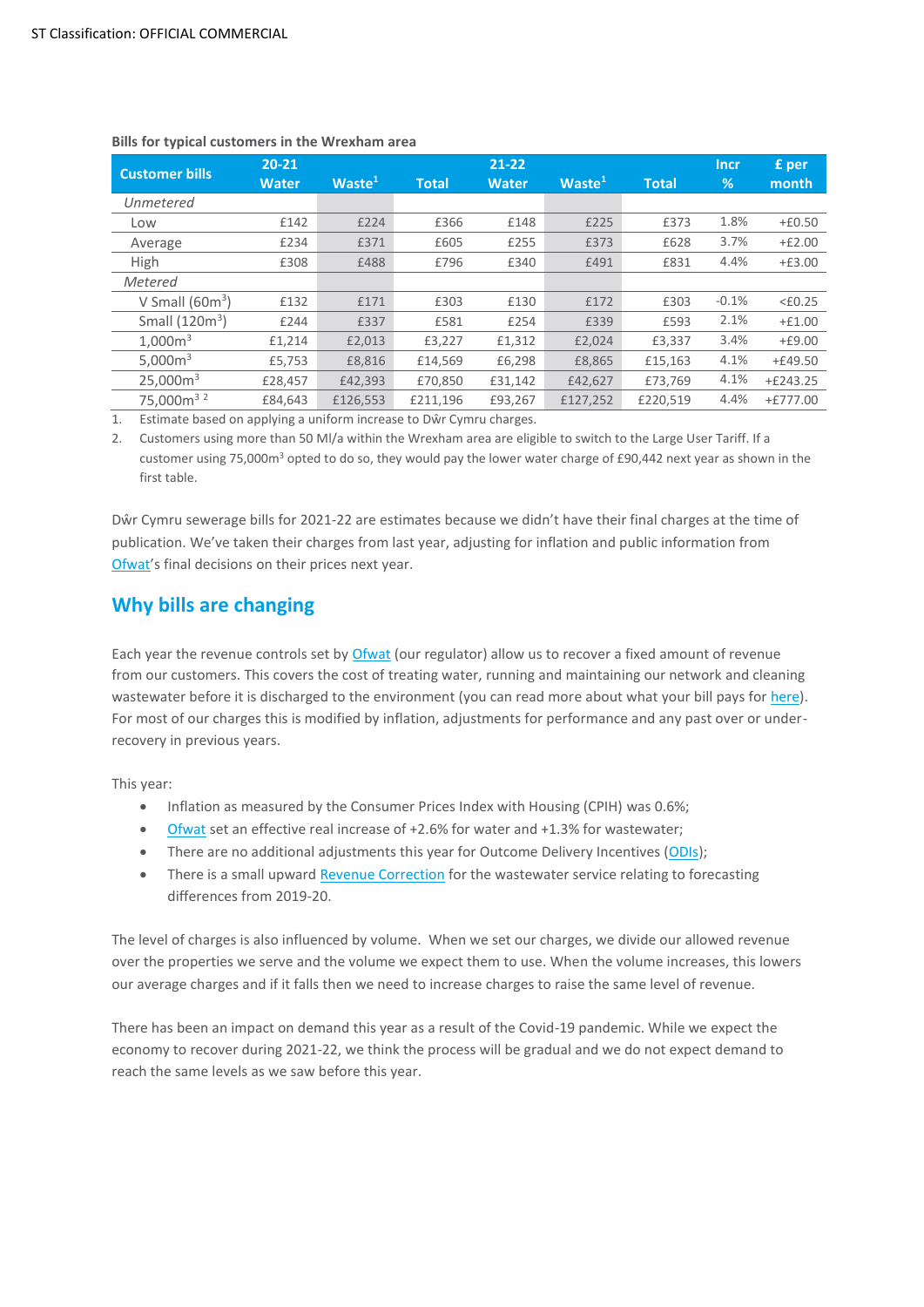ST Classification: OFFICIAL COMMERCIAL

**Bills for typical customers in the Wrexham area**

| Customer bills | 20-21 Water | Waste[1] | Total | 21-22 Water | Waste[1] | Total | Incr % | £ per month |
|---|---|---|---|---|---|---|---|---|
| *Unmetered* | | | | | | | | |
| Low | £142 | £224 | £366 | £148 | £225 | £373 | 1.8% | +£0.50 |
| Average | £234 | £371 | £605 | £255 | £373 | £628 | 3.7% | +£2.00 |
| High | £308 | £488 | £796 | £340 | £491 | £831 | 4.4% | +£3.00 |
| *Metered* | | | | | | | | |
| V Small (60m$^3$) | £132 | £171 | £303 | £130 | £172 | £303 | -0.1% | <£0.25 |
| Small (120m$^3$) | £244 | £337 | £581 | £254 | £339 | £593 | 2.1% | +£1.00 |
| 1,000m$^3$ | £1,214 | £2,013 | £3,227 | £1,312 | £2,024 | £3,337 | 3.4% | +£9.00 |
| 5,000m$^3$ | £5,753 | £8,816 | £14,569 | £6,298 | £8,865 | £15,163 | 4.1% | +£49.50 |
| 25,000m$^3$ | £28,457 | £42,393 | £70,850 | £31,142 | £42,627 | £73,769 | 4.1% | +£243.25 |
| 75,000m$^3$ [2] | £84,643 | £126,553 | £211,196 | £93,267 | £127,252 | £220,519 | 4.4% | +£777.00 |

1. Estimate based on applying a uniform increase to Dŵr Cymru charges.
2. Customers using more than 50 Ml/a within the Wrexham area are eligible to switch to the Large User Tariff. If a customer using 75,000m$^3$ opted to do so, they would pay the lower water charge of £90,442 next year as shown in the first table.

Dŵr Cymru sewerage bills for 2021-22 are estimates because we didn't have their final charges at the time of publication. We've taken their charges from last year, adjusting for inflation and public information from Ofwat's final decisions on their prices next year.

## Why bills are changing

Each year the revenue controls set by Ofwat (our regulator) allow us to recover a fixed amount of revenue from our customers. This covers the cost of treating water, running and maintaining our network and cleaning wastewater before it is discharged to the environment (you can read more about what your bill pays for here). For most of our charges this is modified by inflation, adjustments for performance and any past over or under-recovery in previous years.

This year:

- Inflation as measured by the Consumer Prices Index with Housing (CPIH) was 0.6%;
- Ofwat set an effective real increase of +2.6% for water and +1.3% for wastewater;
- There are no additional adjustments this year for Outcome Delivery Incentives (ODIs);
- There is a small upward Revenue Correction for the wastewater service relating to forecasting differences from 2019-20.

The level of charges is also influenced by volume. When we set our charges, we divide our allowed revenue over the properties we serve and the volume we expect them to use. When the volume increases, this lowers our average charges and if it falls then we need to increase charges to raise the same level of revenue.

There has been an impact on demand this year as a result of the Covid-19 pandemic. While we expect the economy to recover during 2021-22, we think the process will be gradual and we do not expect demand to reach the same levels as we saw before this year.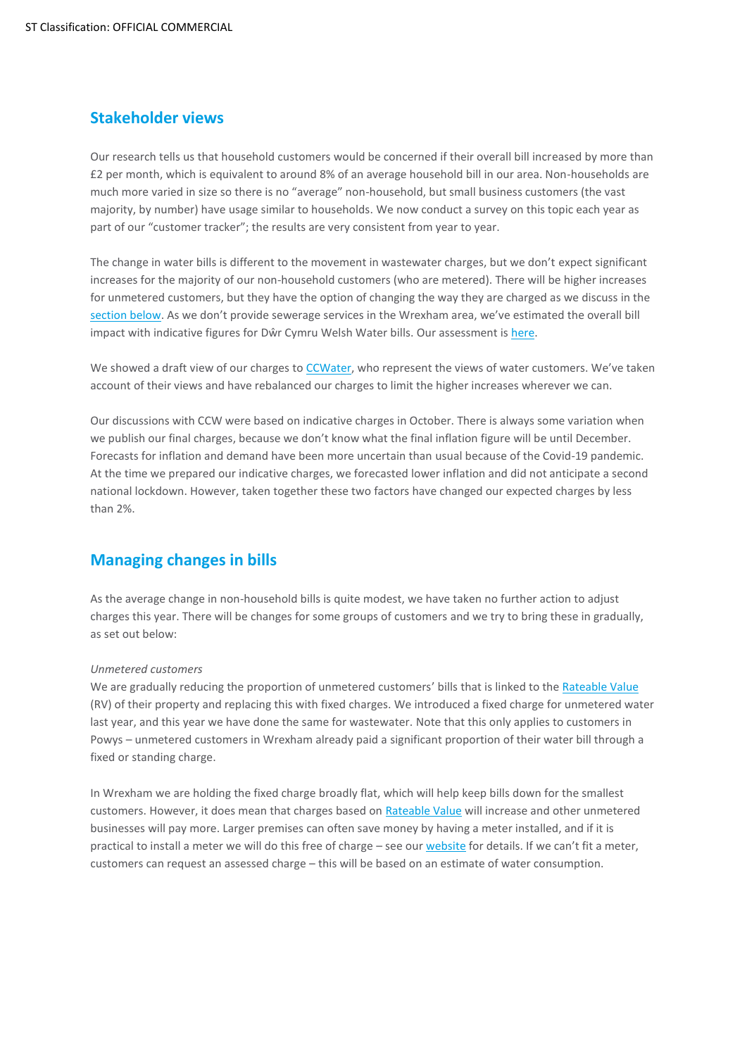## Stakeholder views

Our research tells us that household customers would be concerned if their overall bill increased by more than £2 per month, which is equivalent to around 8% of an average household bill in our area. Non-households are much more varied in size so there is no "average" non-household, but small business customers (the vast majority, by number) have usage similar to households. We now conduct a survey on this topic each year as part of our "customer tracker"; the results are very consistent from year to year.

The change in water bills is different to the movement in wastewater charges, but we don't expect significant increases for the majority of our non-household customers (who are metered). There will be higher increases for unmetered customers, but they have the option of changing the way they are charged as we discuss in the section below. As we don't provide sewerage services in the Wrexham area, we've estimated the overall bill impact with indicative figures for Dŵr Cymru Welsh Water bills. Our assessment is here.

We showed a draft view of our charges to CCWater, who represent the views of water customers. We've taken account of their views and have rebalanced our charges to limit the higher increases wherever we can.

Our discussions with CCW were based on indicative charges in October. There is always some variation when we publish our final charges, because we don't know what the final inflation figure will be until December. Forecasts for inflation and demand have been more uncertain than usual because of the Covid-19 pandemic. At the time we prepared our indicative charges, we forecasted lower inflation and did not anticipate a second national lockdown. However, taken together these two factors have changed our expected charges by less than 2%.

## Managing changes in bills

As the average change in non-household bills is quite modest, we have taken no further action to adjust charges this year. There will be changes for some groups of customers and we try to bring these in gradually, as set out below:

*Unmetered customers*

We are gradually reducing the proportion of unmetered customers' bills that is linked to the Rateable Value (RV) of their property and replacing this with fixed charges. We introduced a fixed charge for unmetered water last year, and this year we have done the same for wastewater. Note that this only applies to customers in Powys – unmetered customers in Wrexham already paid a significant proportion of their water bill through a fixed or standing charge.

In Wrexham we are holding the fixed charge broadly flat, which will help keep bills down for the smallest customers. However, it does mean that charges based on Rateable Value will increase and other unmetered businesses will pay more. Larger premises can often save money by having a meter installed, and if it is practical to install a meter we will do this free of charge – see our website for details. If we can't fit a meter, customers can request an assessed charge – this will be based on an estimate of water consumption.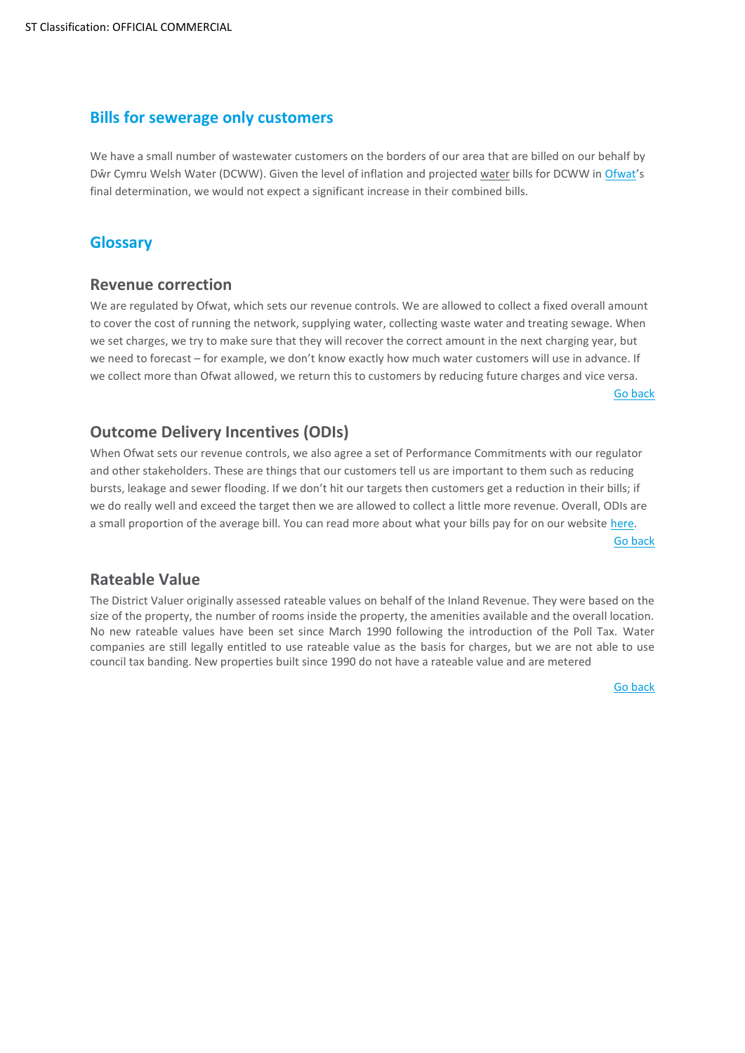## Bills for sewerage only customers

We have a small number of wastewater customers on the borders of our area that are billed on our behalf by Dŵr Cymru Welsh Water (DCWW). Given the level of inflation and projected water bills for DCWW in Ofwat's final determination, we would not expect a significant increase in their combined bills.

## Glossary

### Revenue correction

We are regulated by Ofwat, which sets our revenue controls. We are allowed to collect a fixed overall amount to cover the cost of running the network, supplying water, collecting waste water and treating sewage. When we set charges, we try to make sure that they will recover the correct amount in the next charging year, but we need to forecast – for example, we don't know exactly how much water customers will use in advance. If we collect more than Ofwat allowed, we return this to customers by reducing future charges and vice versa.

Go back

### Outcome Delivery Incentives (ODIs)

When Ofwat sets our revenue controls, we also agree a set of Performance Commitments with our regulator and other stakeholders. These are things that our customers tell us are important to them such as reducing bursts, leakage and sewer flooding. If we don't hit our targets then customers get a reduction in their bills; if we do really well and exceed the target then we are allowed to collect a little more revenue. Overall, ODIs are a small proportion of the average bill. You can read more about what your bills pay for on our website here.

Go back

### Rateable Value

The District Valuer originally assessed rateable values on behalf of the Inland Revenue. They were based on the size of the property, the number of rooms inside the property, the amenities available and the overall location. No new rateable values have been set since March 1990 following the introduction of the Poll Tax. Water companies are still legally entitled to use rateable value as the basis for charges, but we are not able to use council tax banding. New properties built since 1990 do not have a rateable value and are metered

Go back